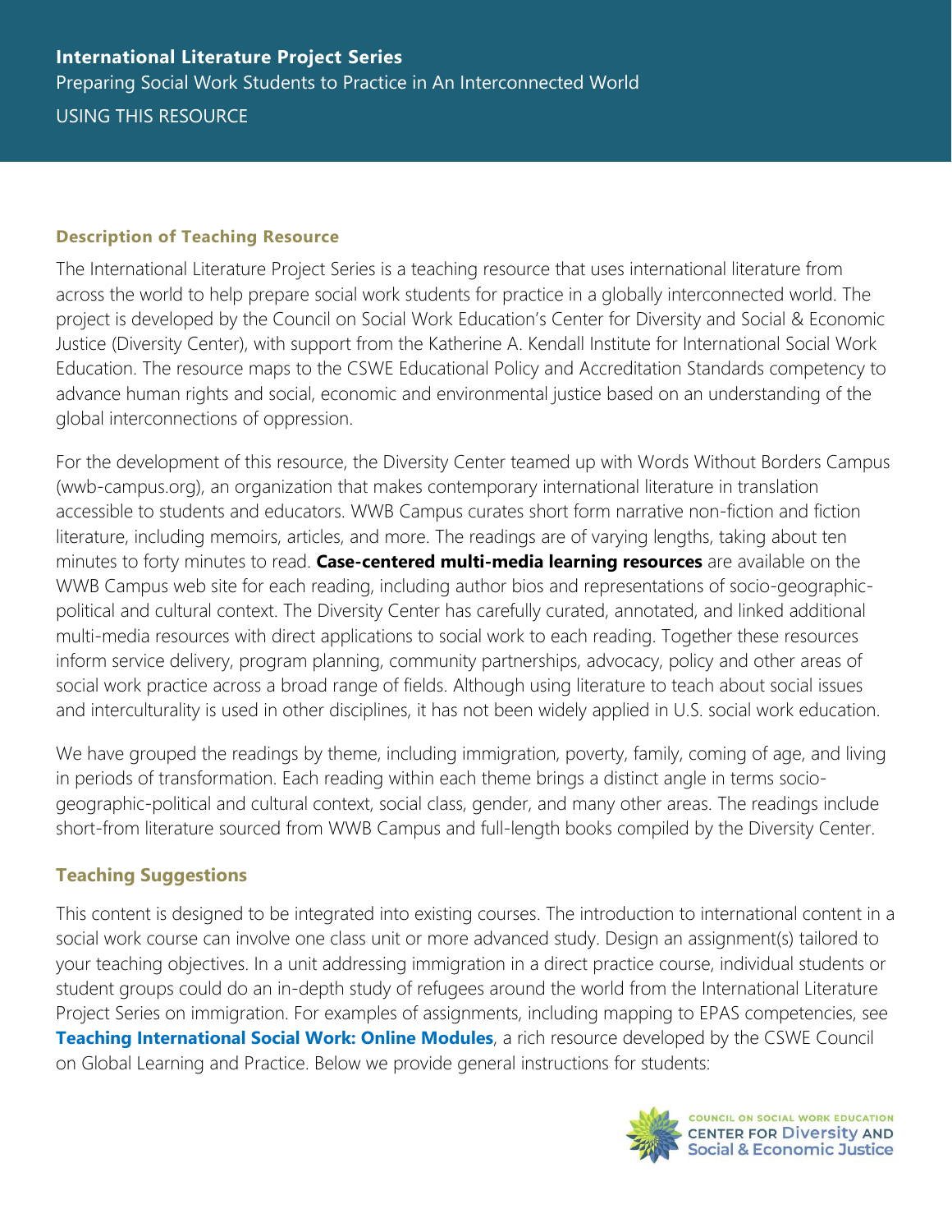**International Literature Project Series**

Preparing Social Work Students to Practice in An Interconnected World

USING THIS RESOURCE

## Description of Teaching Resource

The International Literature Project Series is a teaching resource that uses international literature from across the world to help prepare social work students for practice in a globally interconnected world. The project is developed by the Council on Social Work Education's Center for Diversity and Social & Economic Justice (Diversity Center), with support from the Katherine A. Kendall Institute for International Social Work Education. The resource maps to the CSWE Educational Policy and Accreditation Standards competency to advance human rights and social, economic and environmental justice based on an understanding of the global interconnections of oppression.

For the development of this resource, the Diversity Center teamed up with Words Without Borders Campus (wwb-campus.org), an organization that makes contemporary international literature in translation accessible to students and educators. WWB Campus curates short form narrative non-fiction and fiction literature, including memoirs, articles, and more. The readings are of varying lengths, taking about ten minutes to forty minutes to read. **Case-centered multi-media learning resources** are available on the WWB Campus web site for each reading, including author bios and representations of socio-geographic-political and cultural context. The Diversity Center has carefully curated, annotated, and linked additional multi-media resources with direct applications to social work to each reading. Together these resources inform service delivery, program planning, community partnerships, advocacy, policy and other areas of social work practice across a broad range of fields. Although using literature to teach about social issues and interculturality is used in other disciplines, it has not been widely applied in U.S. social work education.

We have grouped the readings by theme, including immigration, poverty, family, coming of age, and living in periods of transformation. Each reading within each theme brings a distinct angle in terms socio-geographic-political and cultural context, social class, gender, and many other areas. The readings include short-from literature sourced from WWB Campus and full-length books compiled by the Diversity Center.

## Teaching Suggestions

This content is designed to be integrated into existing courses. The introduction to international content in a social work course can involve one class unit or more advanced study. Design an assignment(s) tailored to your teaching objectives. In a unit addressing immigration in a direct practice course, individual students or student groups could do an in-depth study of refugees around the world from the International Literature Project Series on immigration. For examples of assignments, including mapping to EPAS competencies, see **Teaching International Social Work: Online Modules**, a rich resource developed by the CSWE Council on Global Learning and Practice. Below we provide general instructions for students: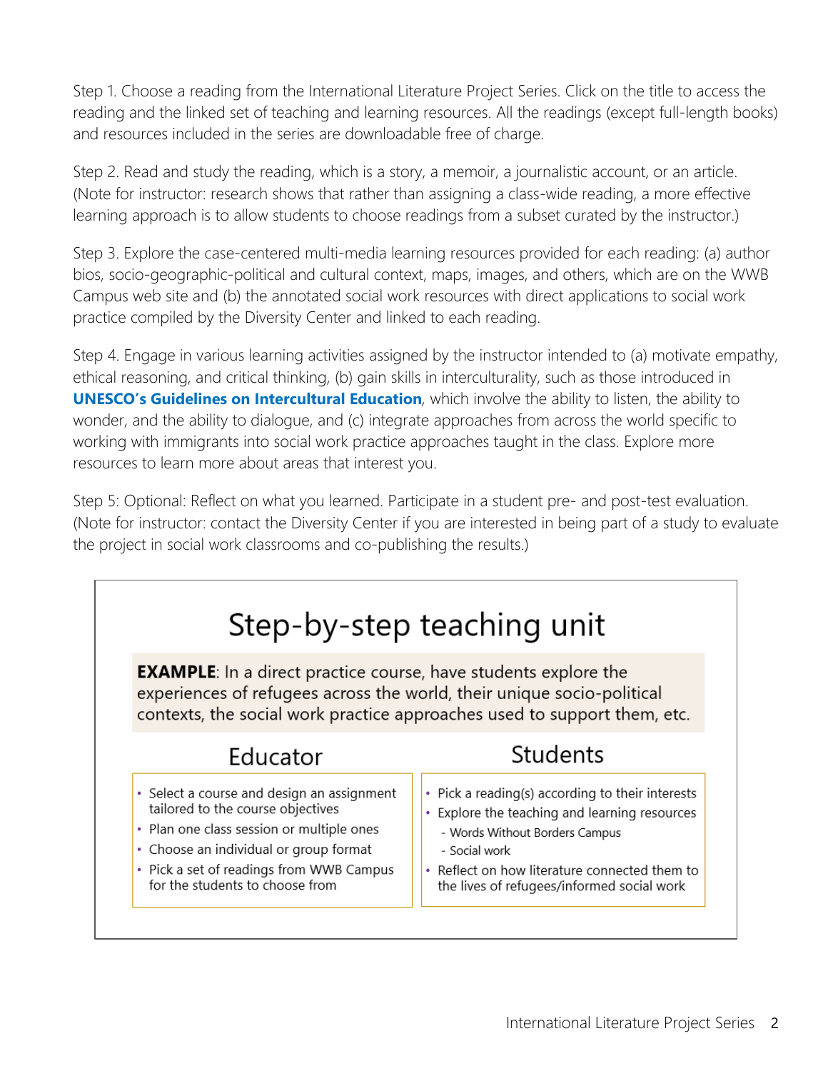Step 1. Choose a reading from the International Literature Project Series. Click on the title to access the reading and the linked set of teaching and learning resources. All the readings (except full-length books) and resources included in the series are downloadable free of charge.

Step 2. Read and study the reading, which is a story, a memoir, a journalistic account, or an article. (Note for instructor: research shows that rather than assigning a class-wide reading, a more effective learning approach is to allow students to choose readings from a subset curated by the instructor.)

Step 3. Explore the case-centered multi-media learning resources provided for each reading: (a) author bios, socio-geographic-political and cultural context, maps, images, and others, which are on the WWB Campus web site and (b) the annotated social work resources with direct applications to social work practice compiled by the Diversity Center and linked to each reading.

Step 4. Engage in various learning activities assigned by the instructor intended to (a) motivate empathy, ethical reasoning, and critical thinking, (b) gain skills in interculturality, such as those introduced in **UNESCO's Guidelines on Intercultural Education**, which involve the ability to listen, the ability to wonder, and the ability to dialogue, and (c) integrate approaches from across the world specific to working with immigrants into social work practice approaches taught in the class. Explore more resources to learn more about areas that interest you.

Step 5: Optional: Reflect on what you learned. Participate in a student pre- and post-test evaluation. (Note for instructor: contact the Diversity Center if you are interested in being part of a study to evaluate the project in social work classrooms and co-publishing the results.)

## Step-by-step teaching unit

**EXAMPLE**: In a direct practice course, have students explore the experiences of refugees across the world, their unique socio-political contexts, the social work practice approaches used to support them, etc.

### Educator

- Select a course and design an assignment tailored to the course objectives
- Plan one class session or multiple ones
- Choose an individual or group format
- Pick a set of readings from WWB Campus for the students to choose from

### Students

- Pick a reading(s) according to their interests
- Explore the teaching and learning resources
  - Words Without Borders Campus
  - Social work
- Reflect on how literature connected them to the lives of refugees/informed social work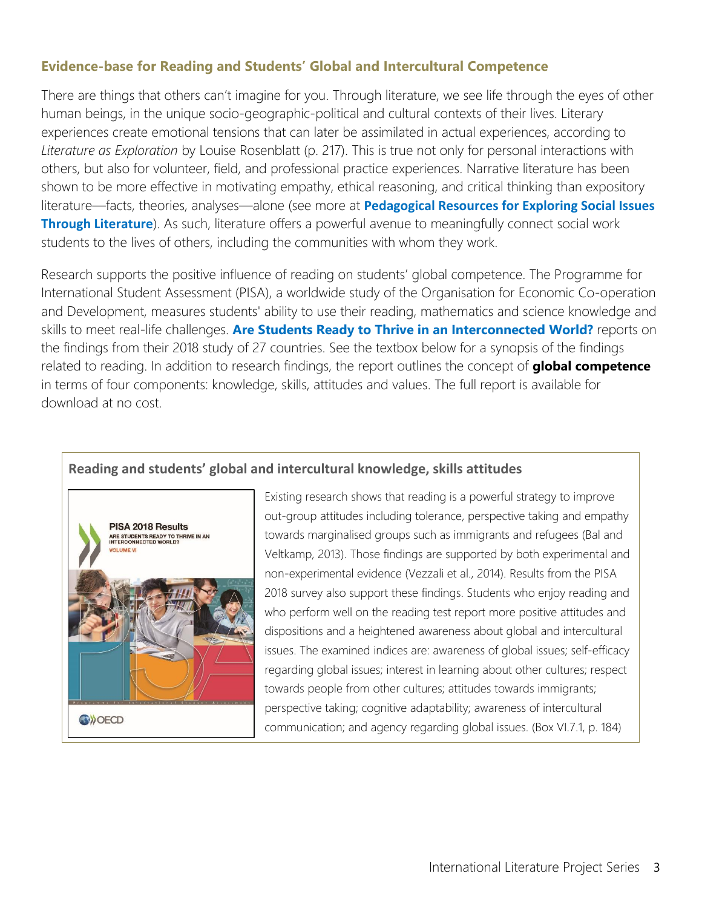### Evidence-base for Reading and Students' Global and Intercultural Competence

There are things that others can't imagine for you. Through literature, we see life through the eyes of other human beings, in the unique socio-geographic-political and cultural contexts of their lives. Literary experiences create emotional tensions that can later be assimilated in actual experiences, according to *Literature as Exploration* by Louise Rosenblatt (p. 217). This is true not only for personal interactions with others, but also for volunteer, field, and professional practice experiences. Narrative literature has been shown to be more effective in motivating empathy, ethical reasoning, and critical thinking than expository literature—facts, theories, analyses—alone (see more at **Pedagogical Resources for Exploring Social Issues Through Literature**). As such, literature offers a powerful avenue to meaningfully connect social work students to the lives of others, including the communities with whom they work.

Research supports the positive influence of reading on students' global competence. The Programme for International Student Assessment (PISA), a worldwide study of the Organisation for Economic Co-operation and Development, measures students' ability to use their reading, mathematics and science knowledge and skills to meet real-life challenges. **Are Students Ready to Thrive in an Interconnected World?** reports on the findings from their 2018 study of 27 countries. See the textbox below for a synopsis of the findings related to reading. In addition to research findings, the report outlines the concept of **global competence** in terms of four components: knowledge, skills, attitudes and values. The full report is available for download at no cost.

**Reading and students' global and intercultural knowledge, skills attitudes**

PISA 2018 Results
ARE STUDENTS READY TO THRIVE IN AN INTERCONNECTED WORLD?
VOLUME VI
OECD

Existing research shows that reading is a powerful strategy to improve out-group attitudes including tolerance, perspective taking and empathy towards marginalised groups such as immigrants and refugees (Bal and Veltkamp, 2013). Those findings are supported by both experimental and non-experimental evidence (Vezzali et al., 2014). Results from the PISA 2018 survey also support these findings. Students who enjoy reading and who perform well on the reading test report more positive attitudes and dispositions and a heightened awareness about global and intercultural issues. The examined indices are: awareness of global issues; self-efficacy regarding global issues; interest in learning about other cultures; respect towards people from other cultures; attitudes towards immigrants; perspective taking; cognitive adaptability; awareness of intercultural communication; and agency regarding global issues. (Box VI.7.1, p. 184)